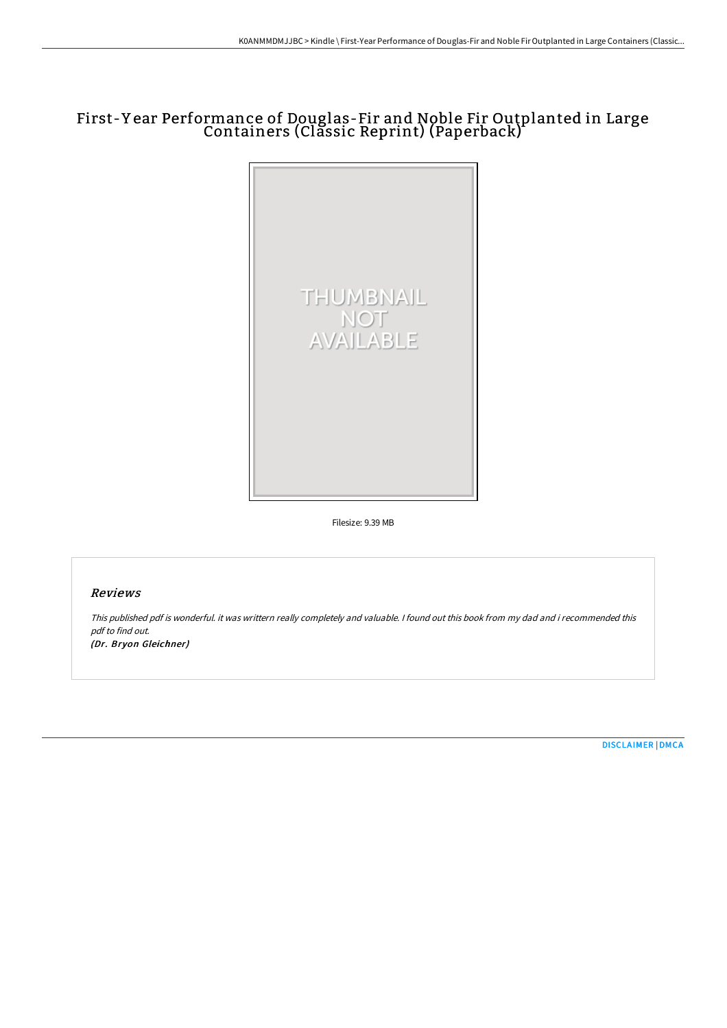# First-Year Performance of Douglas-Fir and Noble Fir Outplanted in Large Containers (Classic Reprint) (Paperback)

Filesize: 9.39 MB

## *Reviews*

*This published pdf is wonderful. it was writtern really completely and valuable. I found out this book from my dad and i recommended this pdf to find out.*

*(Dr. Bryon Gleichner)*

DISCLAIMER | DMCA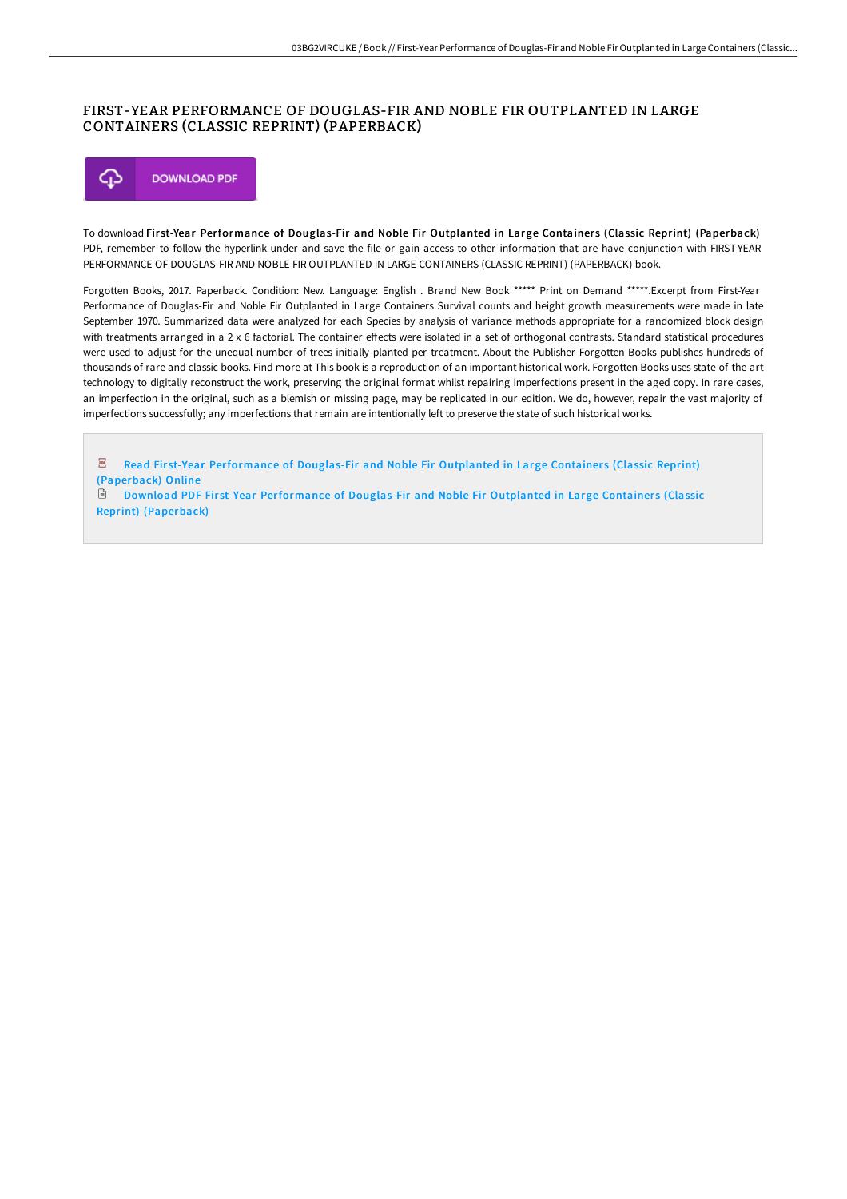# FIRST-YEAR PERFORMANCE OF DOUGLAS-FIR AND NOBLE FIR OUTPLANTED IN LARGE CONTAINERS (CLASSIC REPRINT) (PAPERBACK)

DOWNLOAD PDF

To download **First-Year Performance of Douglas-Fir and Noble Fir Outplanted in Large Containers (Classic Reprint) (Paperback)** PDF, remember to follow the hyperlink under and save the file or gain access to other information that are have conjunction with FIRST-YEAR PERFORMANCE OF DOUGLAS-FIR AND NOBLE FIR OUTPLANTED IN LARGE CONTAINERS (CLASSIC REPRINT) (PAPERBACK) book.

Forgotten Books, 2017. Paperback. Condition: New. Language: English . Brand New Book ***** Print on Demand *****.Excerpt from First-Year Performance of Douglas-Fir and Noble Fir Outplanted in Large Containers Survival counts and height growth measurements were made in late September 1970. Summarized data were analyzed for each Species by analysis of variance methods appropriate for a randomized block design with treatments arranged in a 2 x 6 factorial. The container effects were isolated in a set of orthogonal contrasts. Standard statistical procedures were used to adjust for the unequal number of trees initially planted per treatment. About the Publisher Forgotten Books publishes hundreds of thousands of rare and classic books. Find more at This book is a reproduction of an important historical work. Forgotten Books uses state-of-the-art technology to digitally reconstruct the work, preserving the original format whilst repairing imperfections present in the aged copy. In rare cases, an imperfection in the original, such as a blemish or missing page, may be replicated in our edition. We do, however, repair the vast majority of imperfections successfully; any imperfections that remain are intentionally left to preserve the state of such historical works.

Read First-Year Performance of Douglas-Fir and Noble Fir Outplanted in Large Containers (Classic Reprint) (Paperback) Online

Download PDF First-Year Performance of Douglas-Fir and Noble Fir Outplanted in Large Containers (Classic Reprint) (Paperback)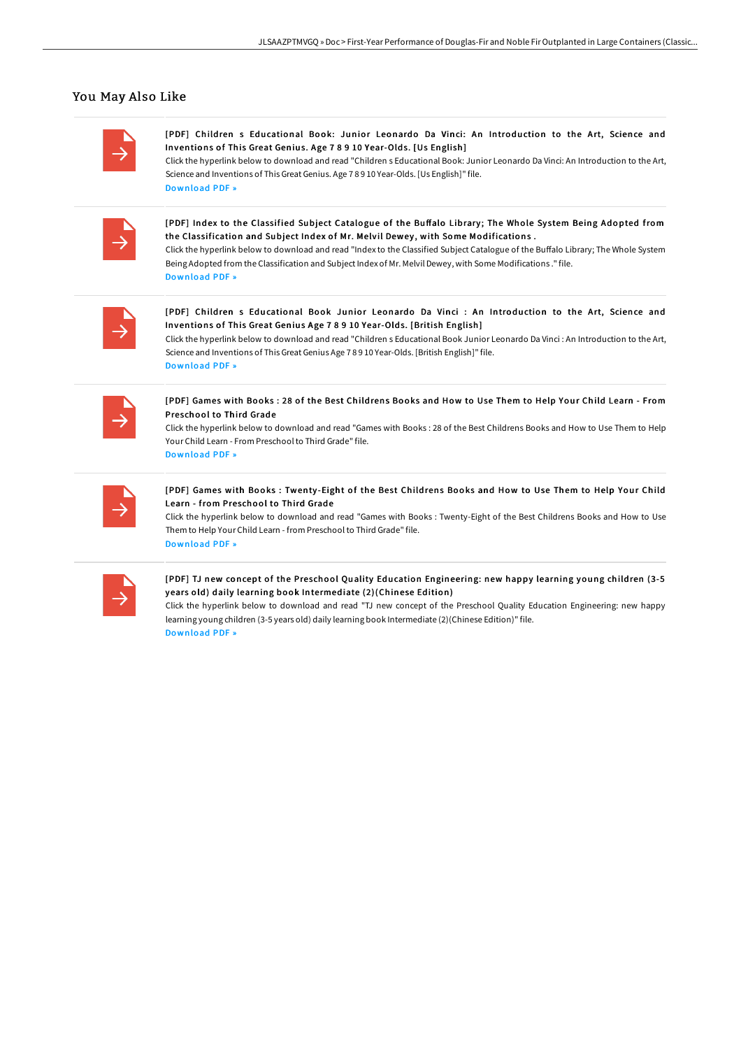## You May Also Like

**[PDF] Children s Educational Book: Junior Leonardo Da Vinci: An Introduction to the Art, Science and Inventions of This Great Genius. Age 7 8 9 10 Year-Olds. [Us English]**

Click the hyperlink below to download and read "Children s Educational Book: Junior Leonardo Da Vinci: An Introduction to the Art, Science and Inventions of This Great Genius. Age 7 8 9 10 Year-Olds. [Us English]" file.

Download PDF »

**[PDF] Index to the Classified Subject Catalogue of the Buffalo Library; The Whole System Being Adopted from the Classification and Subject Index of Mr. Melvil Dewey, with Some Modifications .**

Click the hyperlink below to download and read "Index to the Classified Subject Catalogue of the Buffalo Library; The Whole System Being Adopted from the Classification and Subject Index of Mr. Melvil Dewey, with Some Modifications ." file.

Download PDF »

**[PDF] Children s Educational Book Junior Leonardo Da Vinci : An Introduction to the Art, Science and Inventions of This Great Genius Age 7 8 9 10 Year-Olds. [British English]**

Click the hyperlink below to download and read "Children s Educational Book Junior Leonardo Da Vinci : An Introduction to the Art, Science and Inventions of This Great Genius Age 7 8 9 10 Year-Olds. [British English]" file.

Download PDF »

**[PDF] Games with Books : 28 of the Best Childrens Books and How to Use Them to Help Your Child Learn - From Preschool to Third Grade**

Click the hyperlink below to download and read "Games with Books : 28 of the Best Childrens Books and How to Use Them to Help Your Child Learn - From Preschool to Third Grade" file.

Download PDF »

**[PDF] Games with Books : Twenty-Eight of the Best Childrens Books and How to Use Them to Help Your Child Learn - from Preschool to Third Grade**

Click the hyperlink below to download and read "Games with Books : Twenty-Eight of the Best Childrens Books and How to Use Them to Help Your Child Learn - from Preschool to Third Grade" file.

Download PDF »

**[PDF] TJ new concept of the Preschool Quality Education Engineering: new happy learning young children (3-5 years old) daily learning book Intermediate (2)(Chinese Edition)**

Click the hyperlink below to download and read "TJ new concept of the Preschool Quality Education Engineering: new happy learning young children (3-5 years old) daily learning book Intermediate (2)(Chinese Edition)" file.

Download PDF »